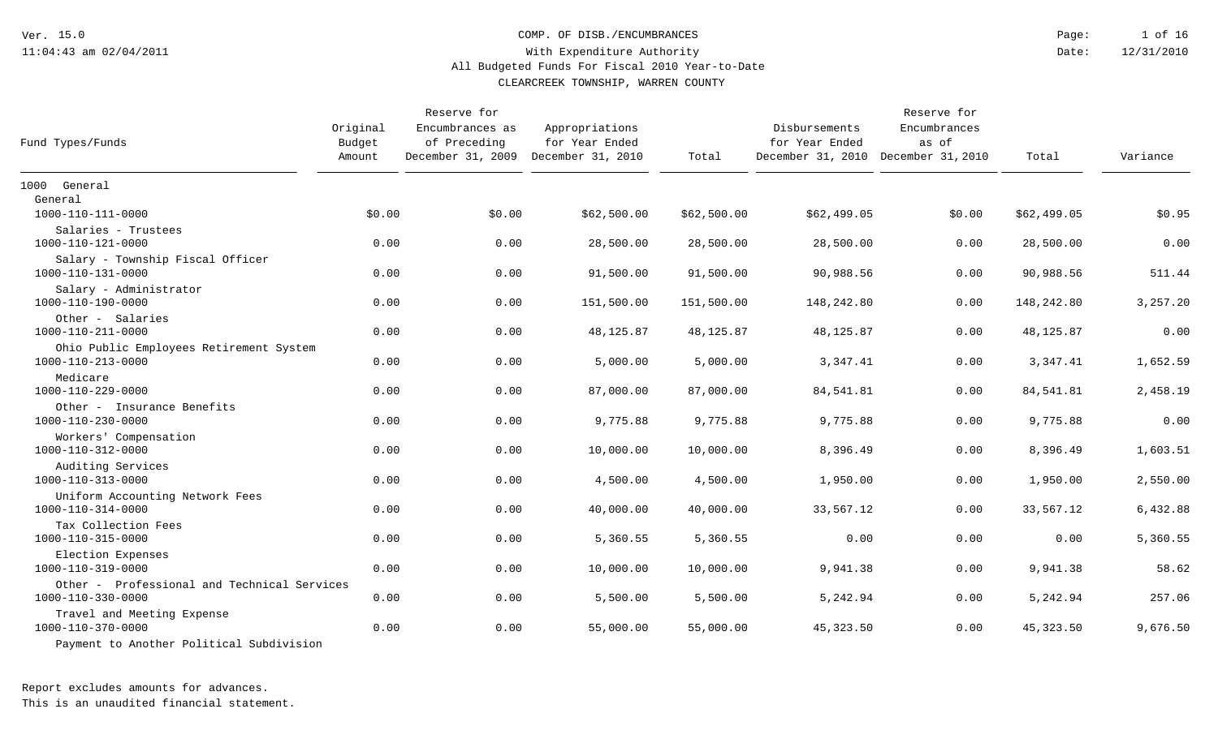Ver. 15.0

11:04:43 am 02/04/2011

# COMP. OF DISB./ENCUMBRANCES

## With Expenditure Authority

## All Budgeted Funds For Fiscal 2010 Year-to-Date

## CLEARCREEK TOWNSHIP, WARREN COUNTY

Date: 12/31/2010

| Fund Types/Funds | Original Budget Amount | Reserve for Encumbrances as of Preceding December 31, 2009 | Appropriations for Year Ended December 31, 2010 | Total | Disbursements for Year Ended December 31, 2010 | Reserve for Encumbrances as of December 31, 2010 | Total | Variance |
|---|---|---|---|---|---|---|---|---|
| **1000 General** | | | | | | | | |
| General | | | | | | | | |
| 1000-110-111-0000 Salaries - Trustees | $0.00 | $0.00 | $62,500.00 | $62,500.00 | $62,499.05 | $0.00 | $62,499.05 | $0.95 |
| 1000-110-121-0000 Salary - Township Fiscal Officer | 0.00 | 0.00 | 28,500.00 | 28,500.00 | 28,500.00 | 0.00 | 28,500.00 | 0.00 |
| 1000-110-131-0000 Salary - Administrator | 0.00 | 0.00 | 91,500.00 | 91,500.00 | 90,988.56 | 0.00 | 90,988.56 | 511.44 |
| 1000-110-190-0000 Other - Salaries | 0.00 | 0.00 | 151,500.00 | 151,500.00 | 148,242.80 | 0.00 | 148,242.80 | 3,257.20 |
| 1000-110-211-0000 Ohio Public Employees Retirement System | 0.00 | 0.00 | 48,125.87 | 48,125.87 | 48,125.87 | 0.00 | 48,125.87 | 0.00 |
| 1000-110-213-0000 Medicare | 0.00 | 0.00 | 5,000.00 | 5,000.00 | 3,347.41 | 0.00 | 3,347.41 | 1,652.59 |
| 1000-110-229-0000 Other - Insurance Benefits | 0.00 | 0.00 | 87,000.00 | 87,000.00 | 84,541.81 | 0.00 | 84,541.81 | 2,458.19 |
| 1000-110-230-0000 Workers' Compensation | 0.00 | 0.00 | 9,775.88 | 9,775.88 | 9,775.88 | 0.00 | 9,775.88 | 0.00 |
| 1000-110-312-0000 Auditing Services | 0.00 | 0.00 | 10,000.00 | 10,000.00 | 8,396.49 | 0.00 | 8,396.49 | 1,603.51 |
| 1000-110-313-0000 Uniform Accounting Network Fees | 0.00 | 0.00 | 4,500.00 | 4,500.00 | 1,950.00 | 0.00 | 1,950.00 | 2,550.00 |
| 1000-110-314-0000 Tax Collection Fees | 0.00 | 0.00 | 40,000.00 | 40,000.00 | 33,567.12 | 0.00 | 33,567.12 | 6,432.88 |
| 1000-110-315-0000 Election Expenses | 0.00 | 0.00 | 5,360.55 | 5,360.55 | 0.00 | 0.00 | 0.00 | 5,360.55 |
| 1000-110-319-0000 Other - Professional and Technical Services | 0.00 | 0.00 | 10,000.00 | 10,000.00 | 9,941.38 | 0.00 | 9,941.38 | 58.62 |
| 1000-110-330-0000 Travel and Meeting Expense | 0.00 | 0.00 | 5,500.00 | 5,500.00 | 5,242.94 | 0.00 | 5,242.94 | 257.06 |
| 1000-110-370-0000 Payment to Another Political Subdivision | 0.00 | 0.00 | 55,000.00 | 55,000.00 | 45,323.50 | 0.00 | 45,323.50 | 9,676.50 |

Report excludes amounts for advances.

This is an unaudited financial statement.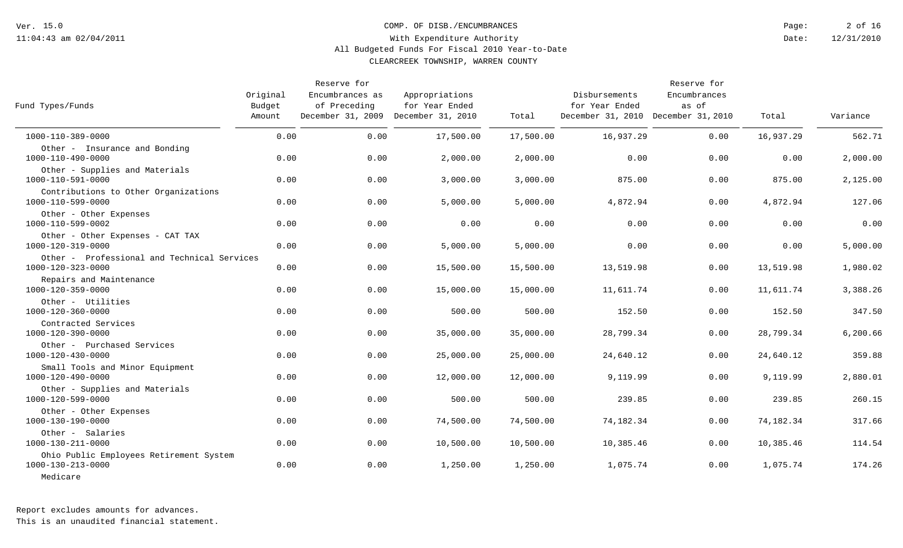Ver. 15.0
11:04:43 am 02/04/2011

# COMP. OF DISB./ENCUMBRANCES
## With Expenditure Authority
## All Budgeted Funds For Fiscal 2010 Year-to-Date
## CLEARCREEK TOWNSHIP, WARREN COUNTY

Date: 12/31/2010

| Fund Types/Funds | Original Budget Amount | Reserve for Encumbrances as of Preceding December 31, 2009 | Appropriations for Year Ended December 31, 2010 | Total | Disbursements for Year Ended December 31, 2010 | Reserve for Encumbrances as of December 31, 2010 | Total | Variance |
|---|---|---|---|---|---|---|---|---|
| 1000-110-389-0000 | 0.00 | 0.00 | 17,500.00 | 17,500.00 | 16,937.29 | 0.00 | 16,937.29 | 562.71 |
| Other - Insurance and Bonding | | | | | | | | |
| 1000-110-490-0000 | 0.00 | 0.00 | 2,000.00 | 2,000.00 | 0.00 | 0.00 | 0.00 | 2,000.00 |
| Other - Supplies and Materials | | | | | | | | |
| 1000-110-591-0000 | 0.00 | 0.00 | 3,000.00 | 3,000.00 | 875.00 | 0.00 | 875.00 | 2,125.00 |
| Contributions to Other Organizations | | | | | | | | |
| 1000-110-599-0000 | 0.00 | 0.00 | 5,000.00 | 5,000.00 | 4,872.94 | 0.00 | 4,872.94 | 127.06 |
| Other - Other Expenses | | | | | | | | |
| 1000-110-599-0002 | 0.00 | 0.00 | 0.00 | 0.00 | 0.00 | 0.00 | 0.00 | 0.00 |
| Other - Other Expenses - CAT TAX | | | | | | | | |
| 1000-120-319-0000 | 0.00 | 0.00 | 5,000.00 | 5,000.00 | 0.00 | 0.00 | 0.00 | 5,000.00 |
| Other - Professional and Technical Services | | | | | | | | |
| 1000-120-323-0000 | 0.00 | 0.00 | 15,500.00 | 15,500.00 | 13,519.98 | 0.00 | 13,519.98 | 1,980.02 |
| Repairs and Maintenance | | | | | | | | |
| 1000-120-359-0000 | 0.00 | 0.00 | 15,000.00 | 15,000.00 | 11,611.74 | 0.00 | 11,611.74 | 3,388.26 |
| Other - Utilities | | | | | | | | |
| 1000-120-360-0000 | 0.00 | 0.00 | 500.00 | 500.00 | 152.50 | 0.00 | 152.50 | 347.50 |
| Contracted Services | | | | | | | | |
| 1000-120-390-0000 | 0.00 | 0.00 | 35,000.00 | 35,000.00 | 28,799.34 | 0.00 | 28,799.34 | 6,200.66 |
| Other - Purchased Services | | | | | | | | |
| 1000-120-430-0000 | 0.00 | 0.00 | 25,000.00 | 25,000.00 | 24,640.12 | 0.00 | 24,640.12 | 359.88 |
| Small Tools and Minor Equipment | | | | | | | | |
| 1000-120-490-0000 | 0.00 | 0.00 | 12,000.00 | 12,000.00 | 9,119.99 | 0.00 | 9,119.99 | 2,880.01 |
| Other - Supplies and Materials | | | | | | | | |
| 1000-120-599-0000 | 0.00 | 0.00 | 500.00 | 500.00 | 239.85 | 0.00 | 239.85 | 260.15 |
| Other - Other Expenses | | | | | | | | |
| 1000-130-190-0000 | 0.00 | 0.00 | 74,500.00 | 74,500.00 | 74,182.34 | 0.00 | 74,182.34 | 317.66 |
| Other - Salaries | | | | | | | | |
| 1000-130-211-0000 | 0.00 | 0.00 | 10,500.00 | 10,500.00 | 10,385.46 | 0.00 | 10,385.46 | 114.54 |
| Ohio Public Employees Retirement System | | | | | | | | |
| 1000-130-213-0000 | 0.00 | 0.00 | 1,250.00 | 1,250.00 | 1,075.74 | 0.00 | 1,075.74 | 174.26 |
| Medicare | | | | | | | | |

Report excludes amounts for advances.
This is an unaudited financial statement.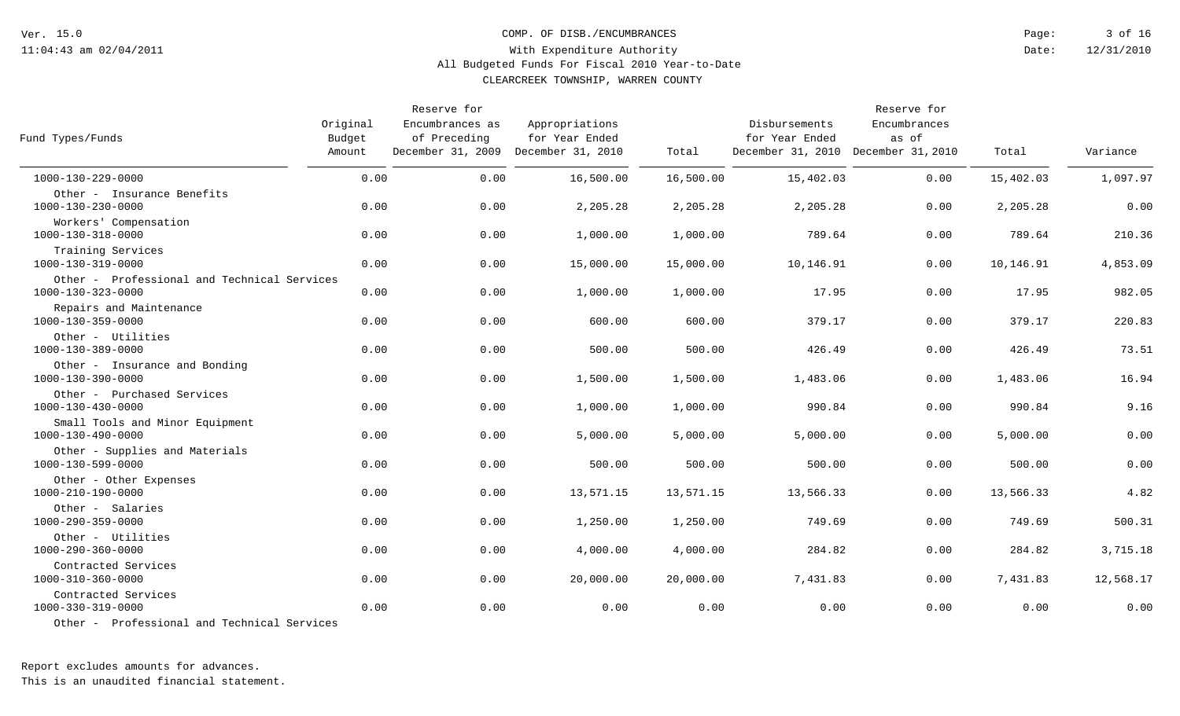COMP. OF DISB./ENCUMBRANCES
With Expenditure Authority
All Budgeted Funds For Fiscal 2010 Year-to-Date
CLEARCREEK TOWNSHIP, WARREN COUNTY

Ver. 15.0
11:04:43 am 02/04/2011

Date: 12/31/2010

| Fund Types/Funds | Original Budget Amount | Reserve for Encumbrances as of Preceding December 31, 2009 | Appropriations for Year Ended December 31, 2010 | Total | Disbursements for Year Ended December 31, 2010 | Reserve for Encumbrances as of December 31, 2010 | Total | Variance |
|---|---|---|---|---|---|---|---|---|
| 1000-130-229-0000 Other - Insurance Benefits | 0.00 | 0.00 | 16,500.00 | 16,500.00 | 15,402.03 | 0.00 | 15,402.03 | 1,097.97 |
| 1000-130-230-0000 Workers' Compensation | 0.00 | 0.00 | 2,205.28 | 2,205.28 | 2,205.28 | 0.00 | 2,205.28 | 0.00 |
| 1000-130-318-0000 Training Services | 0.00 | 0.00 | 1,000.00 | 1,000.00 | 789.64 | 0.00 | 789.64 | 210.36 |
| 1000-130-319-0000 Other - Professional and Technical Services | 0.00 | 0.00 | 15,000.00 | 15,000.00 | 10,146.91 | 0.00 | 10,146.91 | 4,853.09 |
| 1000-130-323-0000 Repairs and Maintenance | 0.00 | 0.00 | 1,000.00 | 1,000.00 | 17.95 | 0.00 | 17.95 | 982.05 |
| 1000-130-359-0000 Other - Utilities | 0.00 | 0.00 | 600.00 | 600.00 | 379.17 | 0.00 | 379.17 | 220.83 |
| 1000-130-389-0000 Other - Insurance and Bonding | 0.00 | 0.00 | 500.00 | 500.00 | 426.49 | 0.00 | 426.49 | 73.51 |
| 1000-130-390-0000 Other - Purchased Services | 0.00 | 0.00 | 1,500.00 | 1,500.00 | 1,483.06 | 0.00 | 1,483.06 | 16.94 |
| 1000-130-430-0000 Small Tools and Minor Equipment | 0.00 | 0.00 | 1,000.00 | 1,000.00 | 990.84 | 0.00 | 990.84 | 9.16 |
| 1000-130-490-0000 Other - Supplies and Materials | 0.00 | 0.00 | 5,000.00 | 5,000.00 | 5,000.00 | 0.00 | 5,000.00 | 0.00 |
| 1000-130-599-0000 Other - Other Expenses | 0.00 | 0.00 | 500.00 | 500.00 | 500.00 | 0.00 | 500.00 | 0.00 |
| 1000-210-190-0000 Other - Salaries | 0.00 | 0.00 | 13,571.15 | 13,571.15 | 13,566.33 | 0.00 | 13,566.33 | 4.82 |
| 1000-290-359-0000 Other - Utilities | 0.00 | 0.00 | 1,250.00 | 1,250.00 | 749.69 | 0.00 | 749.69 | 500.31 |
| 1000-290-360-0000 Contracted Services | 0.00 | 0.00 | 4,000.00 | 4,000.00 | 284.82 | 0.00 | 284.82 | 3,715.18 |
| 1000-310-360-0000 Contracted Services | 0.00 | 0.00 | 20,000.00 | 20,000.00 | 7,431.83 | 0.00 | 7,431.83 | 12,568.17 |
| 1000-330-319-0000 Other - Professional and Technical Services | 0.00 | 0.00 | 0.00 | 0.00 | 0.00 | 0.00 | 0.00 | 0.00 |

Report excludes amounts for advances.
This is an unaudited financial statement.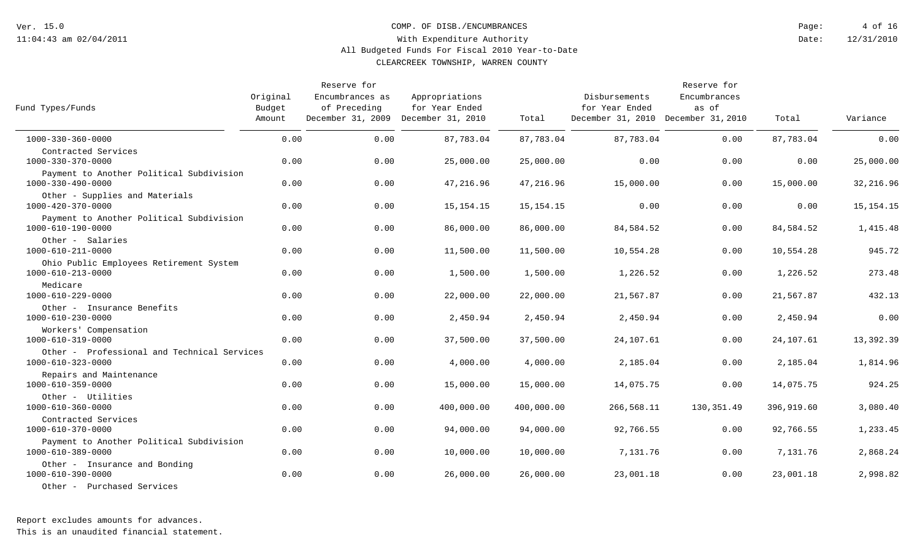COMP. OF DISB./ENCUMBRANCES

With Expenditure Authority

All Budgeted Funds For Fiscal 2010 Year-to-Date

CLEARCREEK TOWNSHIP, WARREN COUNTY

| Fund Types/Funds | Original Budget Amount | Reserve for Encumbrances as of Preceding December 31, 2009 | Appropriations for Year Ended December 31, 2010 | Total | Disbursements for Year Ended December 31, 2010 | Reserve for Encumbrances as of December 31, 2010 | Total | Variance |
|---|---|---|---|---|---|---|---|---|
| 1000-330-360-0000 Contracted Services | 0.00 | 0.00 | 87,783.04 | 87,783.04 | 87,783.04 | 0.00 | 87,783.04 | 0.00 |
| 1000-330-370-0000 Payment to Another Political Subdivision | 0.00 | 0.00 | 25,000.00 | 25,000.00 | 0.00 | 0.00 | 0.00 | 25,000.00 |
| 1000-330-490-0000 Other - Supplies and Materials | 0.00 | 0.00 | 47,216.96 | 47,216.96 | 15,000.00 | 0.00 | 15,000.00 | 32,216.96 |
| 1000-420-370-0000 Payment to Another Political Subdivision | 0.00 | 0.00 | 15,154.15 | 15,154.15 | 0.00 | 0.00 | 0.00 | 15,154.15 |
| 1000-610-190-0000 Other - Salaries | 0.00 | 0.00 | 86,000.00 | 86,000.00 | 84,584.52 | 0.00 | 84,584.52 | 1,415.48 |
| 1000-610-211-0000 Ohio Public Employees Retirement System | 0.00 | 0.00 | 11,500.00 | 11,500.00 | 10,554.28 | 0.00 | 10,554.28 | 945.72 |
| 1000-610-213-0000 Medicare | 0.00 | 0.00 | 1,500.00 | 1,500.00 | 1,226.52 | 0.00 | 1,226.52 | 273.48 |
| 1000-610-229-0000 Other - Insurance Benefits | 0.00 | 0.00 | 22,000.00 | 22,000.00 | 21,567.87 | 0.00 | 21,567.87 | 432.13 |
| 1000-610-230-0000 Workers' Compensation | 0.00 | 0.00 | 2,450.94 | 2,450.94 | 2,450.94 | 0.00 | 2,450.94 | 0.00 |
| 1000-610-319-0000 Other - Professional and Technical Services | 0.00 | 0.00 | 37,500.00 | 37,500.00 | 24,107.61 | 0.00 | 24,107.61 | 13,392.39 |
| 1000-610-323-0000 Repairs and Maintenance | 0.00 | 0.00 | 4,000.00 | 4,000.00 | 2,185.04 | 0.00 | 2,185.04 | 1,814.96 |
| 1000-610-359-0000 Other - Utilities | 0.00 | 0.00 | 15,000.00 | 15,000.00 | 14,075.75 | 0.00 | 14,075.75 | 924.25 |
| 1000-610-360-0000 Contracted Services | 0.00 | 0.00 | 400,000.00 | 400,000.00 | 266,568.11 | 130,351.49 | 396,919.60 | 3,080.40 |
| 1000-610-370-0000 Payment to Another Political Subdivision | 0.00 | 0.00 | 94,000.00 | 94,000.00 | 92,766.55 | 0.00 | 92,766.55 | 1,233.45 |
| 1000-610-389-0000 Other - Insurance and Bonding | 0.00 | 0.00 | 10,000.00 | 10,000.00 | 7,131.76 | 0.00 | 7,131.76 | 2,868.24 |
| 1000-610-390-0000 Other - Purchased Services | 0.00 | 0.00 | 26,000.00 | 26,000.00 | 23,001.18 | 0.00 | 23,001.18 | 2,998.82 |

Report excludes amounts for advances.
This is an unaudited financial statement.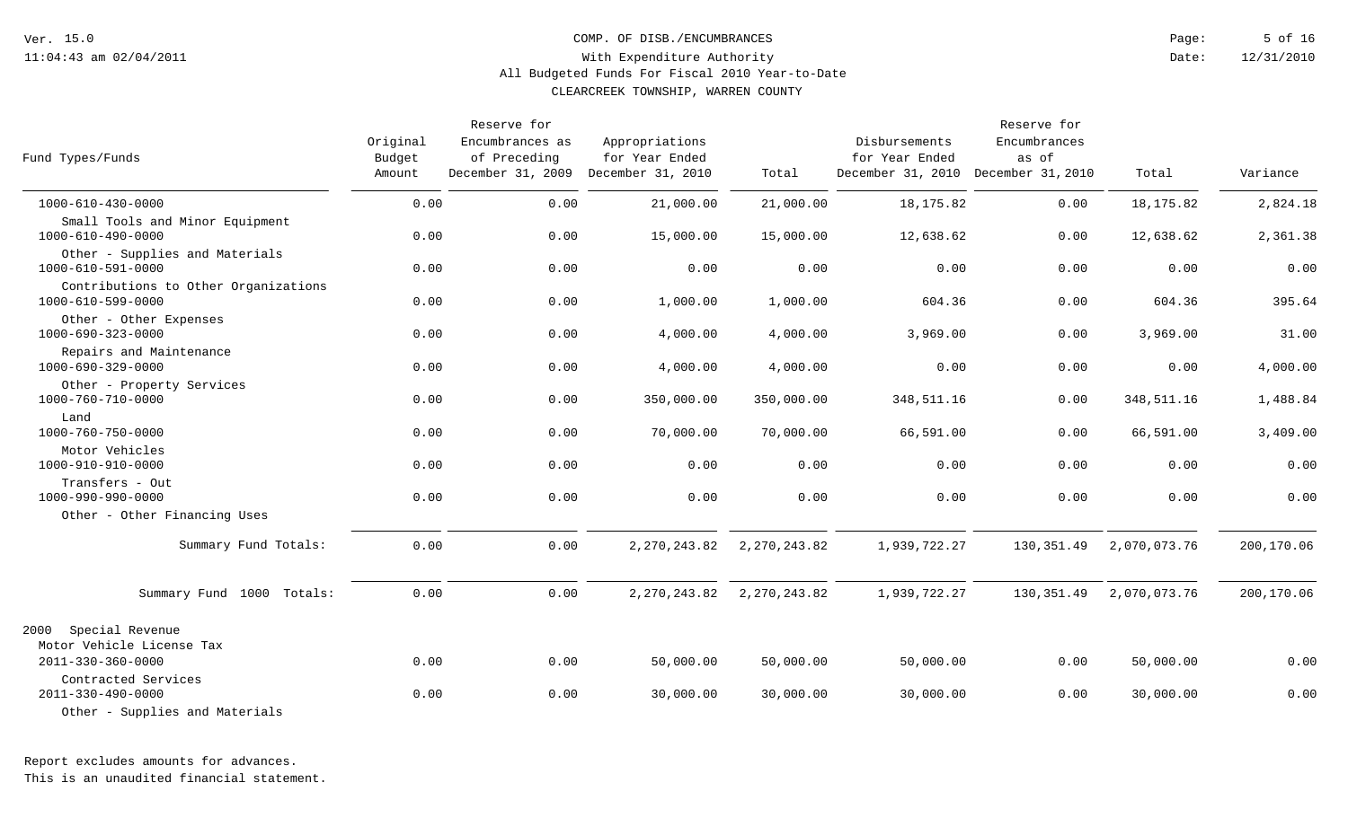# COMP. OF DISB./ENCUMBRANCES

With Expenditure Authority

All Budgeted Funds For Fiscal 2010 Year-to-Date

CLEARCREEK TOWNSHIP, WARREN COUNTY

| Fund Types/Funds | Original Budget Amount | Reserve for Encumbrances as of Preceding December 31, 2009 | Appropriations for Year Ended December 31, 2010 | Total | Disbursements for Year Ended December 31, 2010 | Reserve for Encumbrances as of December 31, 2010 | Total | Variance |
|---|---|---|---|---|---|---|---|---|
| 1000-610-430-0000 Small Tools and Minor Equipment | 0.00 | 0.00 | 21,000.00 | 21,000.00 | 18,175.82 | 0.00 | 18,175.82 | 2,824.18 |
| 1000-610-490-0000 Other - Supplies and Materials | 0.00 | 0.00 | 15,000.00 | 15,000.00 | 12,638.62 | 0.00 | 12,638.62 | 2,361.38 |
| 1000-610-591-0000 Contributions to Other Organizations | 0.00 | 0.00 | 0.00 | 0.00 | 0.00 | 0.00 | 0.00 | 0.00 |
| 1000-610-599-0000 Other - Other Expenses | 0.00 | 0.00 | 1,000.00 | 1,000.00 | 604.36 | 0.00 | 604.36 | 395.64 |
| 1000-690-323-0000 Repairs and Maintenance | 0.00 | 0.00 | 4,000.00 | 4,000.00 | 3,969.00 | 0.00 | 3,969.00 | 31.00 |
| 1000-690-329-0000 Other - Property Services | 0.00 | 0.00 | 4,000.00 | 4,000.00 | 0.00 | 0.00 | 0.00 | 4,000.00 |
| 1000-760-710-0000 Land | 0.00 | 0.00 | 350,000.00 | 350,000.00 | 348,511.16 | 0.00 | 348,511.16 | 1,488.84 |
| 1000-760-750-0000 Motor Vehicles | 0.00 | 0.00 | 70,000.00 | 70,000.00 | 66,591.00 | 0.00 | 66,591.00 | 3,409.00 |
| 1000-910-910-0000 Transfers - Out | 0.00 | 0.00 | 0.00 | 0.00 | 0.00 | 0.00 | 0.00 | 0.00 |
| 1000-990-990-0000 Other - Other Financing Uses | 0.00 | 0.00 | 0.00 | 0.00 | 0.00 | 0.00 | 0.00 | 0.00 |
| Summary Fund Totals: | 0.00 | 0.00 | 2,270,243.82 | 2,270,243.82 | 1,939,722.27 | 130,351.49 | 2,070,073.76 | 200,170.06 |
| Summary Fund 1000 Totals: | 0.00 | 0.00 | 2,270,243.82 | 2,270,243.82 | 1,939,722.27 | 130,351.49 | 2,070,073.76 | 200,170.06 |
| 2000 Special Revenue | | | | | | | | |
| Motor Vehicle License Tax | | | | | | | | |
| 2011-330-360-0000 Contracted Services | 0.00 | 0.00 | 50,000.00 | 50,000.00 | 50,000.00 | 0.00 | 50,000.00 | 0.00 |
| 2011-330-490-0000 Other - Supplies and Materials | 0.00 | 0.00 | 30,000.00 | 30,000.00 | 30,000.00 | 0.00 | 30,000.00 | 0.00 |

Report excludes amounts for advances.

This is an unaudited financial statement.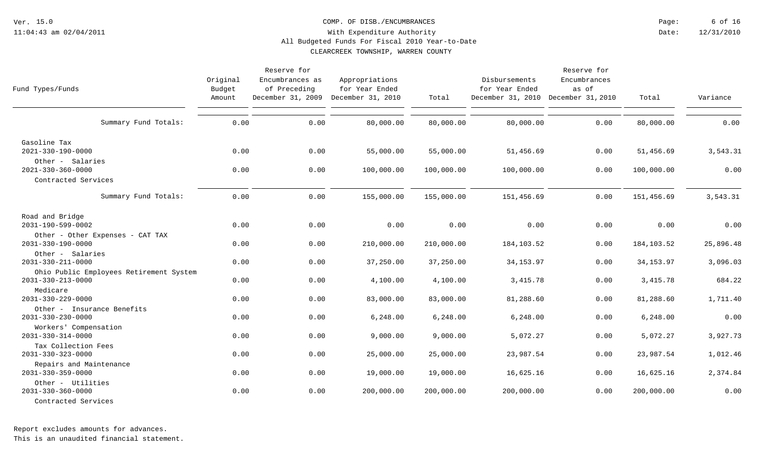COMP. OF DISB./ENCUMBRANCES

With Expenditure Authority

All Budgeted Funds For Fiscal 2010 Year-to-Date

CLEARCREEK TOWNSHIP, WARREN COUNTY

Ver. 15.0
11:04:43 am 02/04/2011

Date: 12/31/2010

| Fund Types/Funds | Original Budget Amount | Reserve for Encumbrances as of Preceding December 31, 2009 | Appropriations for Year Ended December 31, 2010 | Total | Disbursements for Year Ended December 31, 2010 | Reserve for Encumbrances as of December 31, 2010 | Total | Variance |
|---|---|---|---|---|---|---|---|---|
| Summary Fund Totals: | 0.00 | 0.00 | 80,000.00 | 80,000.00 | 80,000.00 | 0.00 | 80,000.00 | 0.00 |
| **Gasoline Tax** | | | | | | | | |
| 2021-330-190-0000 Other - Salaries | 0.00 | 0.00 | 55,000.00 | 55,000.00 | 51,456.69 | 0.00 | 51,456.69 | 3,543.31 |
| 2021-330-360-0000 Contracted Services | 0.00 | 0.00 | 100,000.00 | 100,000.00 | 100,000.00 | 0.00 | 100,000.00 | 0.00 |
| Summary Fund Totals: | 0.00 | 0.00 | 155,000.00 | 155,000.00 | 151,456.69 | 0.00 | 151,456.69 | 3,543.31 |
| **Road and Bridge** | | | | | | | | |
| 2031-190-599-0002 Other - Other Expenses - CAT TAX | 0.00 | 0.00 | 0.00 | 0.00 | 0.00 | 0.00 | 0.00 | 0.00 |
| 2031-330-190-0000 Other - Salaries | 0.00 | 0.00 | 210,000.00 | 210,000.00 | 184,103.52 | 0.00 | 184,103.52 | 25,896.48 |
| 2031-330-211-0000 Ohio Public Employees Retirement System | 0.00 | 0.00 | 37,250.00 | 37,250.00 | 34,153.97 | 0.00 | 34,153.97 | 3,096.03 |
| 2031-330-213-0000 Medicare | 0.00 | 0.00 | 4,100.00 | 4,100.00 | 3,415.78 | 0.00 | 3,415.78 | 684.22 |
| 2031-330-229-0000 Other - Insurance Benefits | 0.00 | 0.00 | 83,000.00 | 83,000.00 | 81,288.60 | 0.00 | 81,288.60 | 1,711.40 |
| 2031-330-230-0000 Workers' Compensation | 0.00 | 0.00 | 6,248.00 | 6,248.00 | 6,248.00 | 0.00 | 6,248.00 | 0.00 |
| 2031-330-314-0000 Tax Collection Fees | 0.00 | 0.00 | 9,000.00 | 9,000.00 | 5,072.27 | 0.00 | 5,072.27 | 3,927.73 |
| 2031-330-323-0000 Repairs and Maintenance | 0.00 | 0.00 | 25,000.00 | 25,000.00 | 23,987.54 | 0.00 | 23,987.54 | 1,012.46 |
| 2031-330-359-0000 Other - Utilities | 0.00 | 0.00 | 19,000.00 | 19,000.00 | 16,625.16 | 0.00 | 16,625.16 | 2,374.84 |
| 2031-330-360-0000 Contracted Services | 0.00 | 0.00 | 200,000.00 | 200,000.00 | 200,000.00 | 0.00 | 200,000.00 | 0.00 |

Report excludes amounts for advances.
This is an unaudited financial statement.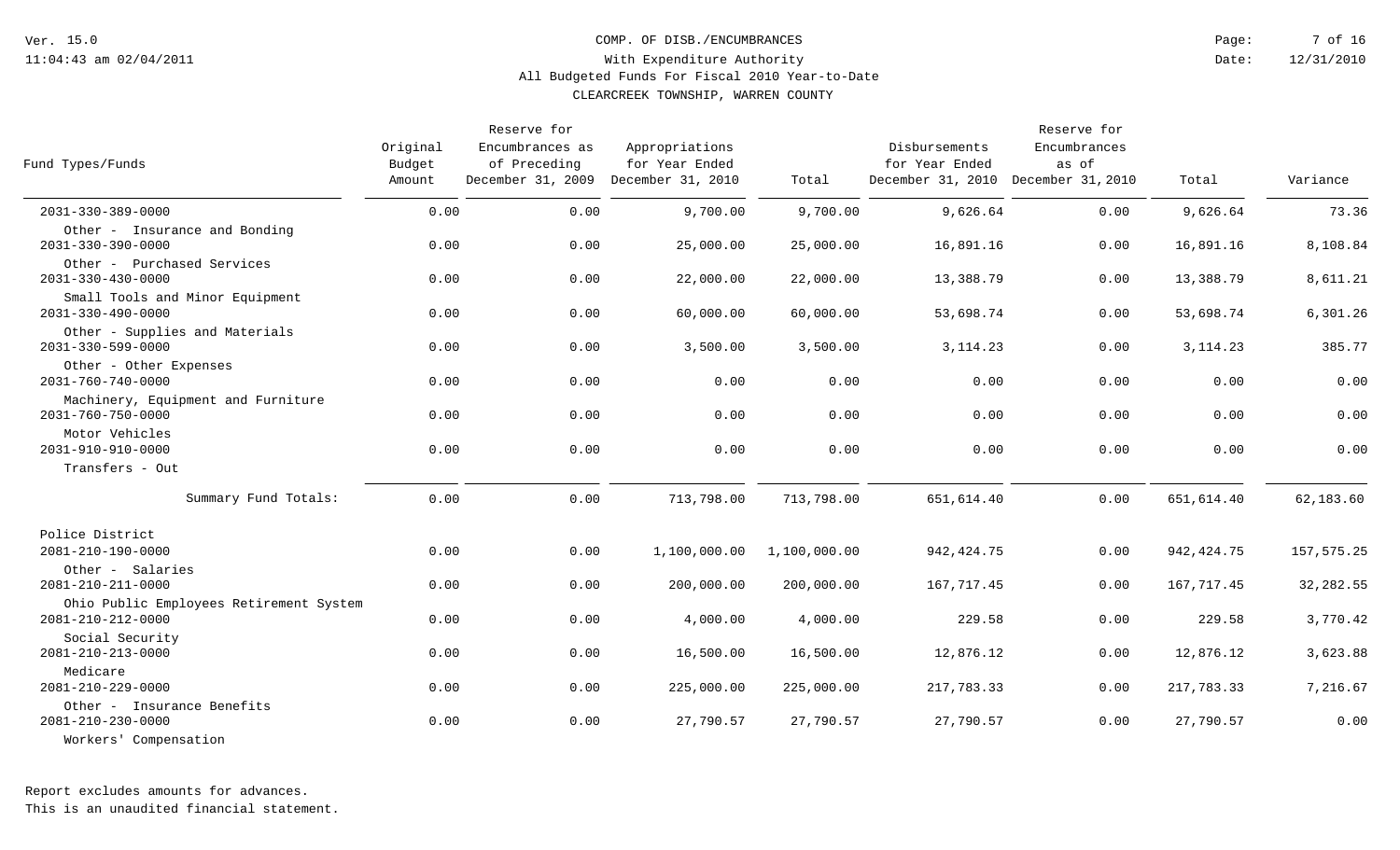Ver. 15.0
11:04:43 am 02/04/2011

# COMP. OF DISB./ENCUMBRANCES
## With Expenditure Authority
### All Budgeted Funds For Fiscal 2010 Year-to-Date
### CLEARCREEK TOWNSHIP, WARREN COUNTY

Date: 12/31/2010

| Fund Types/Funds | Original Budget Amount | Reserve for Encumbrances as of Preceding December 31, 2009 | Appropriations for Year Ended December 31, 2010 | Total | Disbursements for Year Ended December 31, 2010 | Reserve for Encumbrances as of December 31, 2010 | Total | Variance |
|---|---|---|---|---|---|---|---|---|
| 2031-330-389-0000 Other - Insurance and Bonding | 0.00 | 0.00 | 9,700.00 | 9,700.00 | 9,626.64 | 0.00 | 9,626.64 | 73.36 |
| 2031-330-390-0000 Other - Purchased Services | 0.00 | 0.00 | 25,000.00 | 25,000.00 | 16,891.16 | 0.00 | 16,891.16 | 8,108.84 |
| 2031-330-430-0000 Small Tools and Minor Equipment | 0.00 | 0.00 | 22,000.00 | 22,000.00 | 13,388.79 | 0.00 | 13,388.79 | 8,611.21 |
| 2031-330-490-0000 Other - Supplies and Materials | 0.00 | 0.00 | 60,000.00 | 60,000.00 | 53,698.74 | 0.00 | 53,698.74 | 6,301.26 |
| 2031-330-599-0000 Other - Other Expenses | 0.00 | 0.00 | 3,500.00 | 3,500.00 | 3,114.23 | 0.00 | 3,114.23 | 385.77 |
| 2031-760-740-0000 Machinery, Equipment and Furniture | 0.00 | 0.00 | 0.00 | 0.00 | 0.00 | 0.00 | 0.00 | 0.00 |
| 2031-760-750-0000 Motor Vehicles | 0.00 | 0.00 | 0.00 | 0.00 | 0.00 | 0.00 | 0.00 | 0.00 |
| 2031-910-910-0000 Transfers - Out | 0.00 | 0.00 | 0.00 | 0.00 | 0.00 | 0.00 | 0.00 | 0.00 |
| Summary Fund Totals: | 0.00 | 0.00 | 713,798.00 | 713,798.00 | 651,614.40 | 0.00 | 651,614.40 | 62,183.60 |
| **Police District** | | | | | | | | |
| 2081-210-190-0000 Other - Salaries | 0.00 | 0.00 | 1,100,000.00 | 1,100,000.00 | 942,424.75 | 0.00 | 942,424.75 | 157,575.25 |
| 2081-210-211-0000 Ohio Public Employees Retirement System | 0.00 | 0.00 | 200,000.00 | 200,000.00 | 167,717.45 | 0.00 | 167,717.45 | 32,282.55 |
| 2081-210-212-0000 Social Security | 0.00 | 0.00 | 4,000.00 | 4,000.00 | 229.58 | 0.00 | 229.58 | 3,770.42 |
| 2081-210-213-0000 Medicare | 0.00 | 0.00 | 16,500.00 | 16,500.00 | 12,876.12 | 0.00 | 12,876.12 | 3,623.88 |
| 2081-210-229-0000 Other - Insurance Benefits | 0.00 | 0.00 | 225,000.00 | 225,000.00 | 217,783.33 | 0.00 | 217,783.33 | 7,216.67 |
| 2081-210-230-0000 Workers' Compensation | 0.00 | 0.00 | 27,790.57 | 27,790.57 | 27,790.57 | 0.00 | 27,790.57 | 0.00 |

Report excludes amounts for advances.
This is an unaudited financial statement.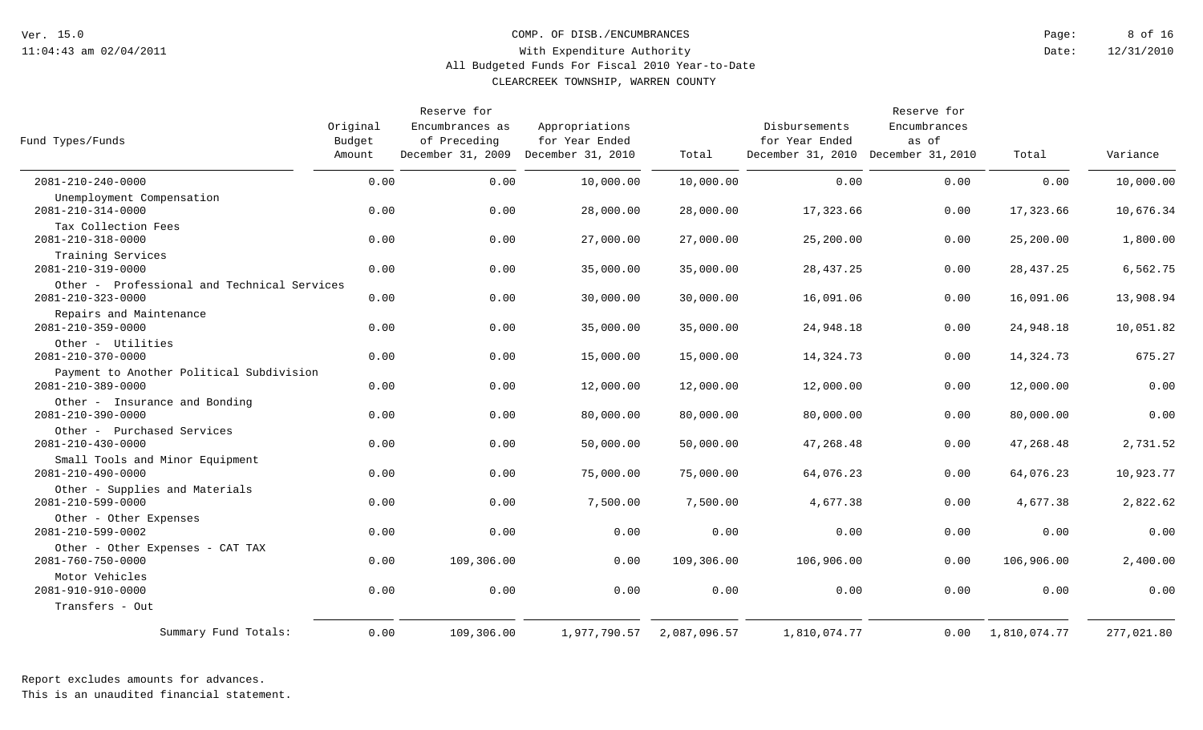# COMP. OF DISB./ENCUMBRANCES

## With Expenditure Authority

### All Budgeted Funds For Fiscal 2010 Year-to-Date

### CLEARCREEK TOWNSHIP, WARREN COUNTY

| Fund Types/Funds | Original Budget Amount | Reserve for Encumbrances as of Preceding December 31, 2009 | Appropriations for Year Ended December 31, 2010 | Total | Disbursements for Year Ended December 31, 2010 | Reserve for Encumbrances as of December 31, 2010 | Total | Variance |
|---|---|---|---|---|---|---|---|---|
| 2081-210-240-0000 Unemployment Compensation | 0.00 | 0.00 | 10,000.00 | 10,000.00 | 0.00 | 0.00 | 0.00 | 10,000.00 |
| 2081-210-314-0000 Tax Collection Fees | 0.00 | 0.00 | 28,000.00 | 28,000.00 | 17,323.66 | 0.00 | 17,323.66 | 10,676.34 |
| 2081-210-318-0000 Training Services | 0.00 | 0.00 | 27,000.00 | 27,000.00 | 25,200.00 | 0.00 | 25,200.00 | 1,800.00 |
| 2081-210-319-0000 Other - Professional and Technical Services | 0.00 | 0.00 | 35,000.00 | 35,000.00 | 28,437.25 | 0.00 | 28,437.25 | 6,562.75 |
| 2081-210-323-0000 Repairs and Maintenance | 0.00 | 0.00 | 30,000.00 | 30,000.00 | 16,091.06 | 0.00 | 16,091.06 | 13,908.94 |
| 2081-210-359-0000 Other - Utilities | 0.00 | 0.00 | 35,000.00 | 35,000.00 | 24,948.18 | 0.00 | 24,948.18 | 10,051.82 |
| 2081-210-370-0000 Payment to Another Political Subdivision | 0.00 | 0.00 | 15,000.00 | 15,000.00 | 14,324.73 | 0.00 | 14,324.73 | 675.27 |
| 2081-210-389-0000 Other - Insurance and Bonding | 0.00 | 0.00 | 12,000.00 | 12,000.00 | 12,000.00 | 0.00 | 12,000.00 | 0.00 |
| 2081-210-390-0000 Other - Purchased Services | 0.00 | 0.00 | 80,000.00 | 80,000.00 | 80,000.00 | 0.00 | 80,000.00 | 0.00 |
| 2081-210-430-0000 Small Tools and Minor Equipment | 0.00 | 0.00 | 50,000.00 | 50,000.00 | 47,268.48 | 0.00 | 47,268.48 | 2,731.52 |
| 2081-210-490-0000 Other - Supplies and Materials | 0.00 | 0.00 | 75,000.00 | 75,000.00 | 64,076.23 | 0.00 | 64,076.23 | 10,923.77 |
| 2081-210-599-0000 Other - Other Expenses | 0.00 | 0.00 | 7,500.00 | 7,500.00 | 4,677.38 | 0.00 | 4,677.38 | 2,822.62 |
| 2081-210-599-0002 Other - Other Expenses - CAT TAX | 0.00 | 0.00 | 0.00 | 0.00 | 0.00 | 0.00 | 0.00 | 0.00 |
| 2081-760-750-0000 Motor Vehicles | 0.00 | 109,306.00 | 0.00 | 109,306.00 | 106,906.00 | 0.00 | 106,906.00 | 2,400.00 |
| 2081-910-910-0000 Transfers - Out | 0.00 | 0.00 | 0.00 | 0.00 | 0.00 | 0.00 | 0.00 | 0.00 |
| Summary Fund Totals: | 0.00 | 109,306.00 | 1,977,790.57 | 2,087,096.57 | 1,810,074.77 | 0.00 | 1,810,074.77 | 277,021.80 |

Report excludes amounts for advances.

This is an unaudited financial statement.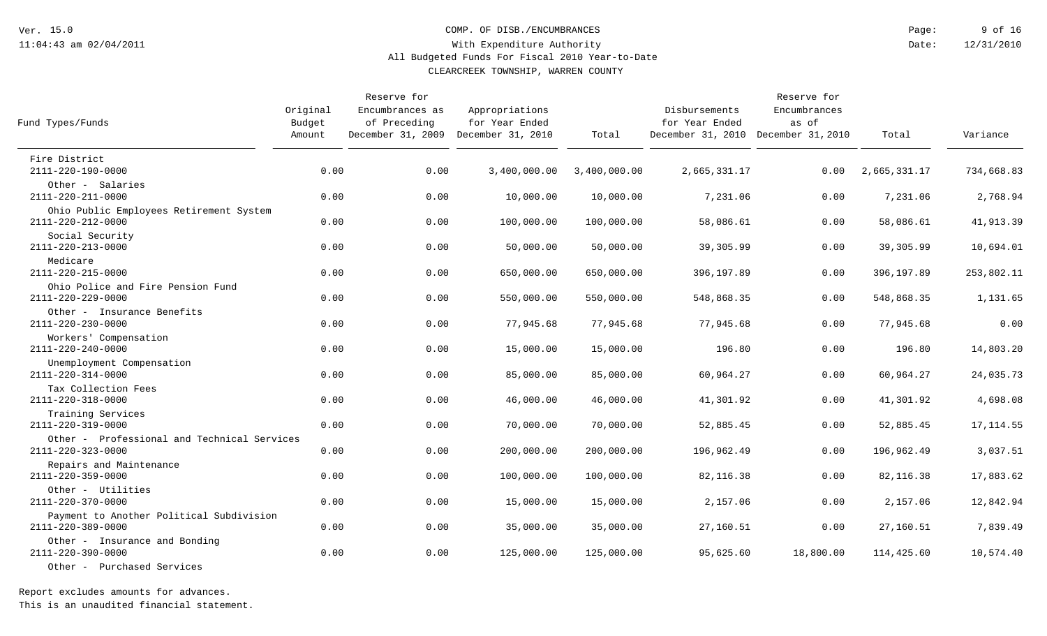# COMP. OF DISB./ENCUMBRANCES

## With Expenditure Authority

### All Budgeted Funds For Fiscal 2010 Year-to-Date

### CLEARCREEK TOWNSHIP, WARREN COUNTY

Ver. 15.0
11:04:43 am 02/04/2011
Date: 12/31/2010

| Fund Types/Funds | Original Budget Amount | Reserve for Encumbrances as of Preceding December 31, 2009 | Appropriations for Year Ended December 31, 2010 | Total | Disbursements for Year Ended December 31, 2010 | Reserve for Encumbrances as of December 31, 2010 | Total | Variance |
|---|---|---|---|---|---|---|---|---|
| Fire District | | | | | | | | |
| 2111-220-190-0000 | 0.00 | 0.00 | 3,400,000.00 | 3,400,000.00 | 2,665,331.17 | 0.00 | 2,665,331.17 | 734,668.83 |
| Other - Salaries | | | | | | | | |
| 2111-220-211-0000 | 0.00 | 0.00 | 10,000.00 | 10,000.00 | 7,231.06 | 0.00 | 7,231.06 | 2,768.94 |
| Ohio Public Employees Retirement System | | | | | | | | |
| 2111-220-212-0000 | 0.00 | 0.00 | 100,000.00 | 100,000.00 | 58,086.61 | 0.00 | 58,086.61 | 41,913.39 |
| Social Security | | | | | | | | |
| 2111-220-213-0000 | 0.00 | 0.00 | 50,000.00 | 50,000.00 | 39,305.99 | 0.00 | 39,305.99 | 10,694.01 |
| Medicare | | | | | | | | |
| 2111-220-215-0000 | 0.00 | 0.00 | 650,000.00 | 650,000.00 | 396,197.89 | 0.00 | 396,197.89 | 253,802.11 |
| Ohio Police and Fire Pension Fund | | | | | | | | |
| 2111-220-229-0000 | 0.00 | 0.00 | 550,000.00 | 550,000.00 | 548,868.35 | 0.00 | 548,868.35 | 1,131.65 |
| Other - Insurance Benefits | | | | | | | | |
| 2111-220-230-0000 | 0.00 | 0.00 | 77,945.68 | 77,945.68 | 77,945.68 | 0.00 | 77,945.68 | 0.00 |
| Workers' Compensation | | | | | | | | |
| 2111-220-240-0000 | 0.00 | 0.00 | 15,000.00 | 15,000.00 | 196.80 | 0.00 | 196.80 | 14,803.20 |
| Unemployment Compensation | | | | | | | | |
| 2111-220-314-0000 | 0.00 | 0.00 | 85,000.00 | 85,000.00 | 60,964.27 | 0.00 | 60,964.27 | 24,035.73 |
| Tax Collection Fees | | | | | | | | |
| 2111-220-318-0000 | 0.00 | 0.00 | 46,000.00 | 46,000.00 | 41,301.92 | 0.00 | 41,301.92 | 4,698.08 |
| Training Services | | | | | | | | |
| 2111-220-319-0000 | 0.00 | 0.00 | 70,000.00 | 70,000.00 | 52,885.45 | 0.00 | 52,885.45 | 17,114.55 |
| Other - Professional and Technical Services | | | | | | | | |
| 2111-220-323-0000 | 0.00 | 0.00 | 200,000.00 | 200,000.00 | 196,962.49 | 0.00 | 196,962.49 | 3,037.51 |
| Repairs and Maintenance | | | | | | | | |
| 2111-220-359-0000 | 0.00 | 0.00 | 100,000.00 | 100,000.00 | 82,116.38 | 0.00 | 82,116.38 | 17,883.62 |
| Other - Utilities | | | | | | | | |
| 2111-220-370-0000 | 0.00 | 0.00 | 15,000.00 | 15,000.00 | 2,157.06 | 0.00 | 2,157.06 | 12,842.94 |
| Payment to Another Political Subdivision | | | | | | | | |
| 2111-220-389-0000 | 0.00 | 0.00 | 35,000.00 | 35,000.00 | 27,160.51 | 0.00 | 27,160.51 | 7,839.49 |
| Other - Insurance and Bonding | | | | | | | | |
| 2111-220-390-0000 | 0.00 | 0.00 | 125,000.00 | 125,000.00 | 95,625.60 | 18,800.00 | 114,425.60 | 10,574.40 |
| Other - Purchased Services | | | | | | | | |

Report excludes amounts for advances.
This is an unaudited financial statement.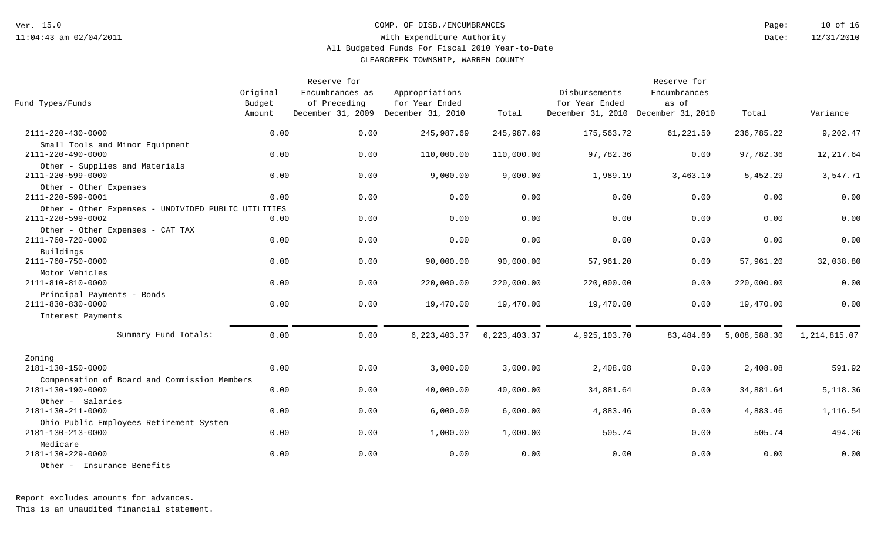COMP. OF DISB./ENCUMBRANCES
With Expenditure Authority
All Budgeted Funds For Fiscal 2010 Year-to-Date
CLEARCREEK TOWNSHIP, WARREN COUNTY

Ver. 15.0
11:04:43 am 02/04/2011

Date: 12/31/2010

| Fund Types/Funds | Original Budget Amount | Reserve for Encumbrances as of Preceding December 31, 2009 | Appropriations for Year Ended December 31, 2010 | Total | Disbursements for Year Ended December 31, 2010 | Reserve for Encumbrances as of December 31, 2010 | Total | Variance |
|---|---|---|---|---|---|---|---|---|
| 2111-220-430-0000 Small Tools and Minor Equipment | 0.00 | 0.00 | 245,987.69 | 245,987.69 | 175,563.72 | 61,221.50 | 236,785.22 | 9,202.47 |
| 2111-220-490-0000 Other - Supplies and Materials | 0.00 | 0.00 | 110,000.00 | 110,000.00 | 97,782.36 | 0.00 | 97,782.36 | 12,217.64 |
| 2111-220-599-0000 Other - Other Expenses | 0.00 | 0.00 | 9,000.00 | 9,000.00 | 1,989.19 | 3,463.10 | 5,452.29 | 3,547.71 |
| 2111-220-599-0001 Other - Other Expenses - UNDIVIDED PUBLIC UTILITIES | 0.00 | 0.00 | 0.00 | 0.00 | 0.00 | 0.00 | 0.00 | 0.00 |
| 2111-220-599-0002 Other - Other Expenses - CAT TAX | 0.00 | 0.00 | 0.00 | 0.00 | 0.00 | 0.00 | 0.00 | 0.00 |
| 2111-760-720-0000 Buildings | 0.00 | 0.00 | 0.00 | 0.00 | 0.00 | 0.00 | 0.00 | 0.00 |
| 2111-760-750-0000 Motor Vehicles | 0.00 | 0.00 | 90,000.00 | 90,000.00 | 57,961.20 | 0.00 | 57,961.20 | 32,038.80 |
| 2111-810-810-0000 Principal Payments - Bonds | 0.00 | 0.00 | 220,000.00 | 220,000.00 | 220,000.00 | 0.00 | 220,000.00 | 0.00 |
| 2111-830-830-0000 Interest Payments | 0.00 | 0.00 | 19,470.00 | 19,470.00 | 19,470.00 | 0.00 | 19,470.00 | 0.00 |
| Summary Fund Totals: | 0.00 | 0.00 | 6,223,403.37 | 6,223,403.37 | 4,925,103.70 | 83,484.60 | 5,008,588.30 | 1,214,815.07 |
| **Zoning** | | | | | | | | |
| 2181-130-150-0000 Compensation of Board and Commission Members | 0.00 | 0.00 | 3,000.00 | 3,000.00 | 2,408.08 | 0.00 | 2,408.08 | 591.92 |
| 2181-130-190-0000 Other - Salaries | 0.00 | 0.00 | 40,000.00 | 40,000.00 | 34,881.64 | 0.00 | 34,881.64 | 5,118.36 |
| 2181-130-211-0000 Ohio Public Employees Retirement System | 0.00 | 0.00 | 6,000.00 | 6,000.00 | 4,883.46 | 0.00 | 4,883.46 | 1,116.54 |
| 2181-130-213-0000 Medicare | 0.00 | 0.00 | 1,000.00 | 1,000.00 | 505.74 | 0.00 | 505.74 | 494.26 |
| 2181-130-229-0000 Other - Insurance Benefits | 0.00 | 0.00 | 0.00 | 0.00 | 0.00 | 0.00 | 0.00 | 0.00 |

Report excludes amounts for advances.
This is an unaudited financial statement.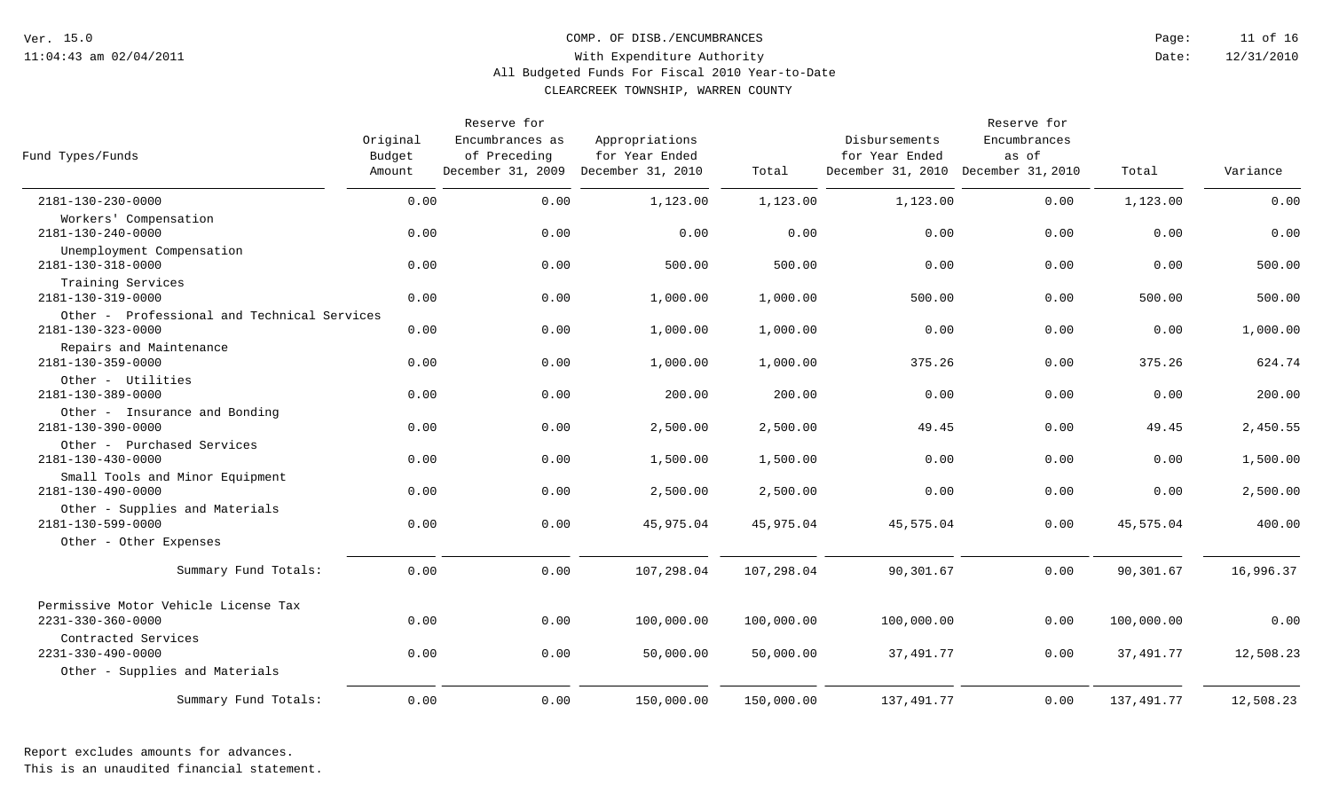# COMP. OF DISB./ENCUMBRANCES

## With Expenditure Authority

### All Budgeted Funds For Fiscal 2010 Year-to-Date

### CLEARCREEK TOWNSHIP, WARREN COUNTY

Ver. 15.0
11:04:43 am 02/04/2011

Date: 12/31/2010

| Fund Types/Funds | Original Budget Amount | Reserve for Encumbrances as of Preceding December 31, 2009 | Appropriations for Year Ended December 31, 2010 | Total | Disbursements for Year Ended December 31, 2010 | Reserve for Encumbrances as of December 31, 2010 | Total | Variance |
|---|---|---|---|---|---|---|---|---|
| 2181-130-230-0000 Workers' Compensation | 0.00 | 0.00 | 1,123.00 | 1,123.00 | 1,123.00 | 0.00 | 1,123.00 | 0.00 |
| 2181-130-240-0000 Unemployment Compensation | 0.00 | 0.00 | 0.00 | 0.00 | 0.00 | 0.00 | 0.00 | 0.00 |
| 2181-130-318-0000 Training Services | 0.00 | 0.00 | 500.00 | 500.00 | 0.00 | 0.00 | 0.00 | 500.00 |
| 2181-130-319-0000 Other - Professional and Technical Services | 0.00 | 0.00 | 1,000.00 | 1,000.00 | 500.00 | 0.00 | 500.00 | 500.00 |
| 2181-130-323-0000 Repairs and Maintenance | 0.00 | 0.00 | 1,000.00 | 1,000.00 | 0.00 | 0.00 | 0.00 | 1,000.00 |
| 2181-130-359-0000 Other - Utilities | 0.00 | 0.00 | 1,000.00 | 1,000.00 | 375.26 | 0.00 | 375.26 | 624.74 |
| 2181-130-389-0000 Other - Insurance and Bonding | 0.00 | 0.00 | 200.00 | 200.00 | 0.00 | 0.00 | 0.00 | 200.00 |
| 2181-130-390-0000 Other - Purchased Services | 0.00 | 0.00 | 2,500.00 | 2,500.00 | 49.45 | 0.00 | 49.45 | 2,450.55 |
| 2181-130-430-0000 Small Tools and Minor Equipment | 0.00 | 0.00 | 1,500.00 | 1,500.00 | 0.00 | 0.00 | 0.00 | 1,500.00 |
| 2181-130-490-0000 Other - Supplies and Materials | 0.00 | 0.00 | 2,500.00 | 2,500.00 | 0.00 | 0.00 | 0.00 | 2,500.00 |
| 2181-130-599-0000 Other - Other Expenses | 0.00 | 0.00 | 45,975.04 | 45,975.04 | 45,575.04 | 0.00 | 45,575.04 | 400.00 |
| Summary Fund Totals: | 0.00 | 0.00 | 107,298.04 | 107,298.04 | 90,301.67 | 0.00 | 90,301.67 | 16,996.37 |
| **Permissive Motor Vehicle License Tax** | | | | | | | | |
| 2231-330-360-0000 Contracted Services | 0.00 | 0.00 | 100,000.00 | 100,000.00 | 100,000.00 | 0.00 | 100,000.00 | 0.00 |
| 2231-330-490-0000 Other - Supplies and Materials | 0.00 | 0.00 | 50,000.00 | 50,000.00 | 37,491.77 | 0.00 | 37,491.77 | 12,508.23 |
| Summary Fund Totals: | 0.00 | 0.00 | 150,000.00 | 150,000.00 | 137,491.77 | 0.00 | 137,491.77 | 12,508.23 |

Report excludes amounts for advances.
This is an unaudited financial statement.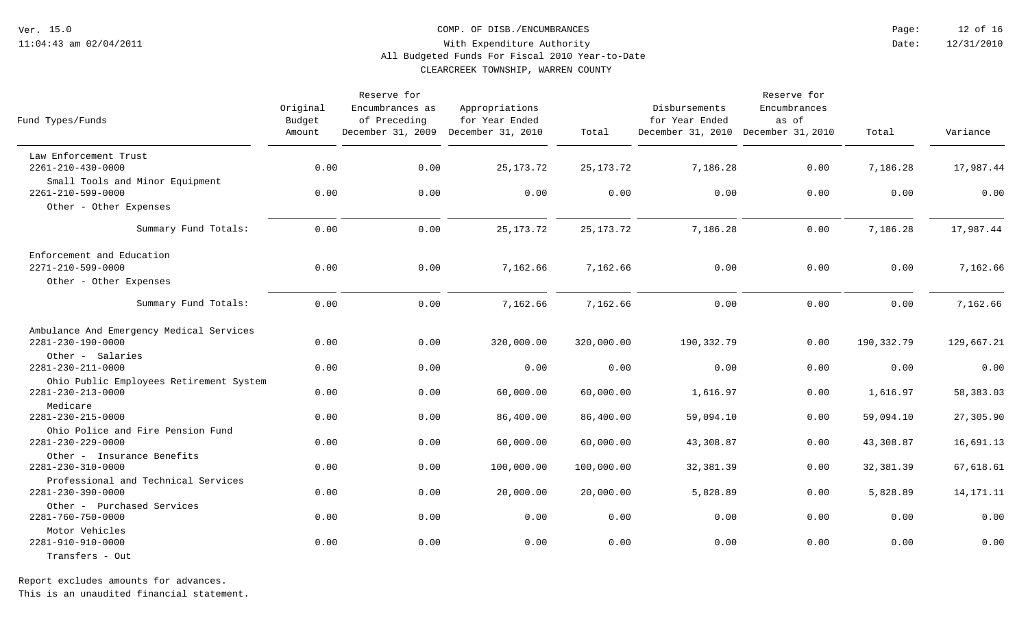COMP. OF DISB./ENCUMBRANCES
With Expenditure Authority
All Budgeted Funds For Fiscal 2010 Year-to-Date
CLEARCREEK TOWNSHIP, WARREN COUNTY

| Fund Types/Funds | Original Budget Amount | Reserve for Encumbrances as of Preceding December 31, 2009 | Appropriations for Year Ended December 31, 2010 | Total | Disbursements for Year Ended December 31, 2010 | Reserve for Encumbrances as of December 31, 2010 | Total | Variance |
|---|---|---|---|---|---|---|---|---|
| **Law Enforcement Trust** | | | | | | | | |
| 2261-210-430-0000 Small Tools and Minor Equipment | 0.00 | 0.00 | 25,173.72 | 25,173.72 | 7,186.28 | 0.00 | 7,186.28 | 17,987.44 |
| 2261-210-599-0000 Other - Other Expenses | 0.00 | 0.00 | 0.00 | 0.00 | 0.00 | 0.00 | 0.00 | 0.00 |
| Summary Fund Totals: | 0.00 | 0.00 | 25,173.72 | 25,173.72 | 7,186.28 | 0.00 | 7,186.28 | 17,987.44 |
| **Enforcement and Education** | | | | | | | | |
| 2271-210-599-0000 Other - Other Expenses | 0.00 | 0.00 | 7,162.66 | 7,162.66 | 0.00 | 0.00 | 0.00 | 7,162.66 |
| Summary Fund Totals: | 0.00 | 0.00 | 7,162.66 | 7,162.66 | 0.00 | 0.00 | 0.00 | 7,162.66 |
| **Ambulance And Emergency Medical Services** | | | | | | | | |
| 2281-230-190-0000 Other - Salaries | 0.00 | 0.00 | 320,000.00 | 320,000.00 | 190,332.79 | 0.00 | 190,332.79 | 129,667.21 |
| 2281-230-211-0000 Ohio Public Employees Retirement System | 0.00 | 0.00 | 0.00 | 0.00 | 0.00 | 0.00 | 0.00 | 0.00 |
| 2281-230-213-0000 Medicare | 0.00 | 0.00 | 60,000.00 | 60,000.00 | 1,616.97 | 0.00 | 1,616.97 | 58,383.03 |
| 2281-230-215-0000 Ohio Police and Fire Pension Fund | 0.00 | 0.00 | 86,400.00 | 86,400.00 | 59,094.10 | 0.00 | 59,094.10 | 27,305.90 |
| 2281-230-229-0000 Other - Insurance Benefits | 0.00 | 0.00 | 60,000.00 | 60,000.00 | 43,308.87 | 0.00 | 43,308.87 | 16,691.13 |
| 2281-230-310-0000 Professional and Technical Services | 0.00 | 0.00 | 100,000.00 | 100,000.00 | 32,381.39 | 0.00 | 32,381.39 | 67,618.61 |
| 2281-230-390-0000 Other - Purchased Services | 0.00 | 0.00 | 20,000.00 | 20,000.00 | 5,828.89 | 0.00 | 5,828.89 | 14,171.11 |
| 2281-760-750-0000 Motor Vehicles | 0.00 | 0.00 | 0.00 | 0.00 | 0.00 | 0.00 | 0.00 | 0.00 |
| 2281-910-910-0000 Transfers - Out | 0.00 | 0.00 | 0.00 | 0.00 | 0.00 | 0.00 | 0.00 | 0.00 |

Report excludes amounts for advances.
This is an unaudited financial statement.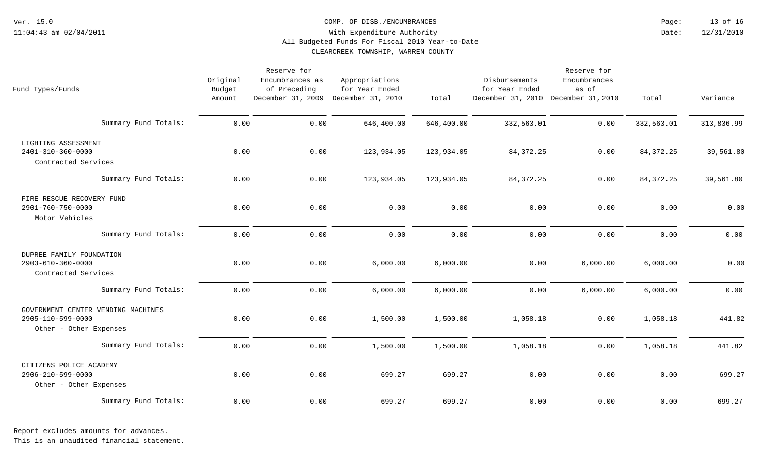COMP. OF DISB./ENCUMBRANCES
With Expenditure Authority
All Budgeted Funds For Fiscal 2010 Year-to-Date
CLEARCREEK TOWNSHIP, WARREN COUNTY

| Fund Types/Funds | Original Budget Amount | Reserve for Encumbrances as of Preceding December 31, 2009 | Appropriations for Year Ended December 31, 2010 | Total | Disbursements for Year Ended December 31, 2010 | Reserve for Encumbrances as of December 31, 2010 | Total | Variance |
|---|---|---|---|---|---|---|---|---|
| Summary Fund Totals: | 0.00 | 0.00 | 646,400.00 | 646,400.00 | 332,563.01 | 0.00 | 332,563.01 | 313,836.99 |
| LIGHTING ASSESSMENT | | | | | | | | |
| 2401-310-360-0000 Contracted Services | 0.00 | 0.00 | 123,934.05 | 123,934.05 | 84,372.25 | 0.00 | 84,372.25 | 39,561.80 |
| Summary Fund Totals: | 0.00 | 0.00 | 123,934.05 | 123,934.05 | 84,372.25 | 0.00 | 84,372.25 | 39,561.80 |
| FIRE RESCUE RECOVERY FUND | | | | | | | | |
| 2901-760-750-0000 Motor Vehicles | 0.00 | 0.00 | 0.00 | 0.00 | 0.00 | 0.00 | 0.00 | 0.00 |
| Summary Fund Totals: | 0.00 | 0.00 | 0.00 | 0.00 | 0.00 | 0.00 | 0.00 | 0.00 |
| DUPREE FAMILY FOUNDATION | | | | | | | | |
| 2903-610-360-0000 Contracted Services | 0.00 | 0.00 | 6,000.00 | 6,000.00 | 0.00 | 6,000.00 | 6,000.00 | 0.00 |
| Summary Fund Totals: | 0.00 | 0.00 | 6,000.00 | 6,000.00 | 0.00 | 6,000.00 | 6,000.00 | 0.00 |
| GOVERNMENT CENTER VENDING MACHINES | | | | | | | | |
| 2905-110-599-0000 Other - Other Expenses | 0.00 | 0.00 | 1,500.00 | 1,500.00 | 1,058.18 | 0.00 | 1,058.18 | 441.82 |
| Summary Fund Totals: | 0.00 | 0.00 | 1,500.00 | 1,500.00 | 1,058.18 | 0.00 | 1,058.18 | 441.82 |
| CITIZENS POLICE ACADEMY | | | | | | | | |
| 2906-210-599-0000 Other - Other Expenses | 0.00 | 0.00 | 699.27 | 699.27 | 0.00 | 0.00 | 0.00 | 699.27 |
| Summary Fund Totals: | 0.00 | 0.00 | 699.27 | 699.27 | 0.00 | 0.00 | 0.00 | 699.27 |

Report excludes amounts for advances.
This is an unaudited financial statement.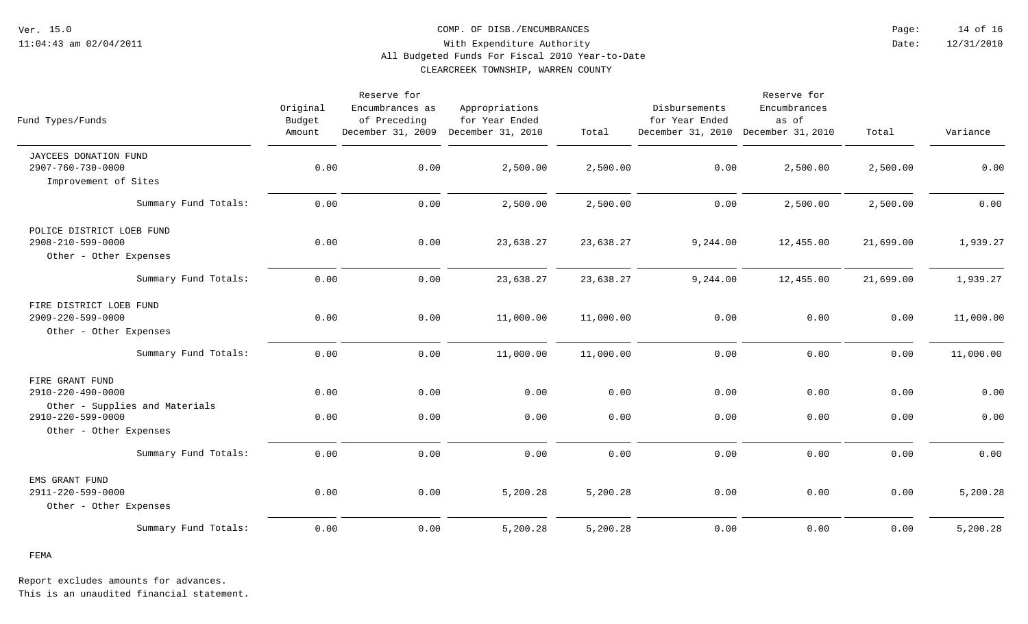COMP. OF DISB./ENCUMBRANCES
With Expenditure Authority
All Budgeted Funds For Fiscal 2010 Year-to-Date
CLEARCREEK TOWNSHIP, WARREN COUNTY

| Fund Types/Funds | Original Budget Amount | Reserve for Encumbrances as of Preceding December 31, 2009 | Appropriations for Year Ended December 31, 2010 | Total | Disbursements for Year Ended December 31, 2010 | Reserve for Encumbrances as of December 31, 2010 | Total | Variance |
|---|---|---|---|---|---|---|---|---|
| JAYCEES DONATION FUND | | | | | | | | |
| 2907-760-730-0000 Improvement of Sites | 0.00 | 0.00 | 2,500.00 | 2,500.00 | 0.00 | 2,500.00 | 2,500.00 | 0.00 |
| Summary Fund Totals: | 0.00 | 0.00 | 2,500.00 | 2,500.00 | 0.00 | 2,500.00 | 2,500.00 | 0.00 |
| POLICE DISTRICT LOEB FUND | | | | | | | | |
| 2908-210-599-0000 Other - Other Expenses | 0.00 | 0.00 | 23,638.27 | 23,638.27 | 9,244.00 | 12,455.00 | 21,699.00 | 1,939.27 |
| Summary Fund Totals: | 0.00 | 0.00 | 23,638.27 | 23,638.27 | 9,244.00 | 12,455.00 | 21,699.00 | 1,939.27 |
| FIRE DISTRICT LOEB FUND | | | | | | | | |
| 2909-220-599-0000 Other - Other Expenses | 0.00 | 0.00 | 11,000.00 | 11,000.00 | 0.00 | 0.00 | 0.00 | 11,000.00 |
| Summary Fund Totals: | 0.00 | 0.00 | 11,000.00 | 11,000.00 | 0.00 | 0.00 | 0.00 | 11,000.00 |
| FIRE GRANT FUND | | | | | | | | |
| 2910-220-490-0000 Other - Supplies and Materials | 0.00 | 0.00 | 0.00 | 0.00 | 0.00 | 0.00 | 0.00 | 0.00 |
| 2910-220-599-0000 Other - Other Expenses | 0.00 | 0.00 | 0.00 | 0.00 | 0.00 | 0.00 | 0.00 | 0.00 |
| Summary Fund Totals: | 0.00 | 0.00 | 0.00 | 0.00 | 0.00 | 0.00 | 0.00 | 0.00 |
| EMS GRANT FUND | | | | | | | | |
| 2911-220-599-0000 Other - Other Expenses | 0.00 | 0.00 | 5,200.28 | 5,200.28 | 0.00 | 0.00 | 0.00 | 5,200.28 |
| Summary Fund Totals: | 0.00 | 0.00 | 5,200.28 | 5,200.28 | 0.00 | 0.00 | 0.00 | 5,200.28 |

FEMA

Report excludes amounts for advances.
This is an unaudited financial statement.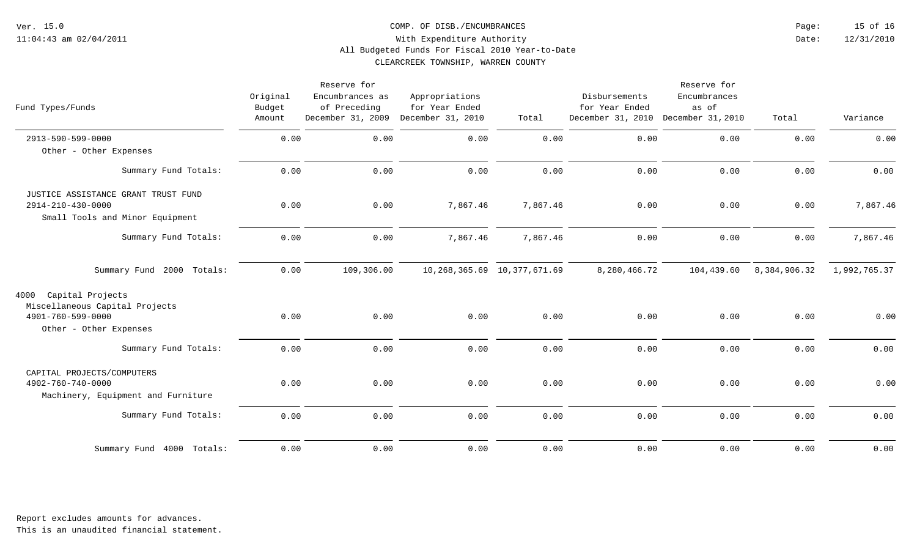COMP. OF DISB./ENCUMBRANCES
With Expenditure Authority
All Budgeted Funds For Fiscal 2010 Year-to-Date
CLEARCREEK TOWNSHIP, WARREN COUNTY

Ver. 15.0
11:04:43 am 02/04/2011

Date: 12/31/2010

| Fund Types/Funds | Original Budget Amount | Reserve for Encumbrances as of Preceding December 31, 2009 | Appropriations for Year Ended December 31, 2010 | Total | Disbursements for Year Ended December 31, 2010 | Reserve for Encumbrances as of December 31, 2010 | Total | Variance |
|---|---|---|---|---|---|---|---|---|
| 2913-590-599-0000 Other - Other Expenses | 0.00 | 0.00 | 0.00 | 0.00 | 0.00 | 0.00 | 0.00 | 0.00 |
| Summary Fund Totals: | 0.00 | 0.00 | 0.00 | 0.00 | 0.00 | 0.00 | 0.00 | 0.00 |
| JUSTICE ASSISTANCE GRANT TRUST FUND | | | | | | | | |
| 2914-210-430-0000 Small Tools and Minor Equipment | 0.00 | 0.00 | 7,867.46 | 7,867.46 | 0.00 | 0.00 | 0.00 | 7,867.46 |
| Summary Fund Totals: | 0.00 | 0.00 | 7,867.46 | 7,867.46 | 0.00 | 0.00 | 0.00 | 7,867.46 |
| Summary Fund 2000 Totals: | 0.00 | 109,306.00 | 10,268,365.69 | 10,377,671.69 | 8,280,466.72 | 104,439.60 | 8,384,906.32 | 1,992,765.37 |
| 4000 Capital Projects | | | | | | | | |
| Miscellaneous Capital Projects | | | | | | | | |
| 4901-760-599-0000 Other - Other Expenses | 0.00 | 0.00 | 0.00 | 0.00 | 0.00 | 0.00 | 0.00 | 0.00 |
| Summary Fund Totals: | 0.00 | 0.00 | 0.00 | 0.00 | 0.00 | 0.00 | 0.00 | 0.00 |
| CAPITAL PROJECTS/COMPUTERS | | | | | | | | |
| 4902-760-740-0000 Machinery, Equipment and Furniture | 0.00 | 0.00 | 0.00 | 0.00 | 0.00 | 0.00 | 0.00 | 0.00 |
| Summary Fund Totals: | 0.00 | 0.00 | 0.00 | 0.00 | 0.00 | 0.00 | 0.00 | 0.00 |
| Summary Fund 4000 Totals: | 0.00 | 0.00 | 0.00 | 0.00 | 0.00 | 0.00 | 0.00 | 0.00 |

Report excludes amounts for advances.
This is an unaudited financial statement.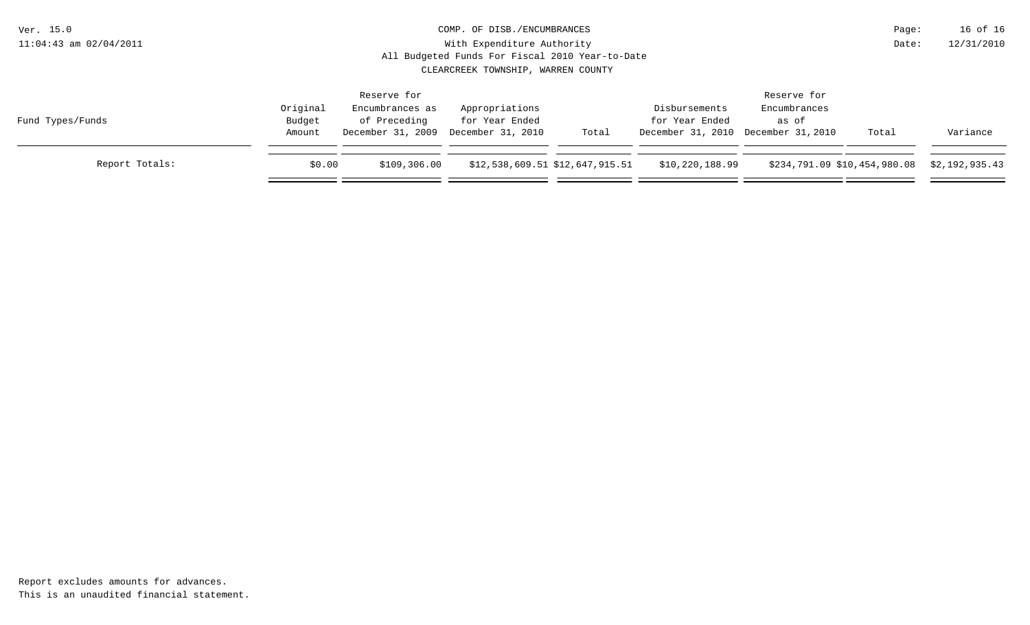COMP. OF DISB./ENCUMBRANCES
With Expenditure Authority
All Budgeted Funds For Fiscal 2010 Year-to-Date
CLEARCREEK TOWNSHIP, WARREN COUNTY

| Fund Types/Funds | Original Budget Amount | Reserve for Encumbrances as of Preceding December 31, 2009 | Appropriations for Year Ended December 31, 2010 | Total | Disbursements for Year Ended December 31, 2010 | Reserve for Encumbrances as of December 31, 2010 | Total | Variance |
|---|---|---|---|---|---|---|---|---|
| Report Totals: | $0.00 | $109,306.00 | $12,538,609.51 | $12,647,915.51 | $10,220,188.99 | $234,791.09 | $10,454,980.08 | $2,192,935.43 |

Report excludes amounts for advances.
This is an unaudited financial statement.